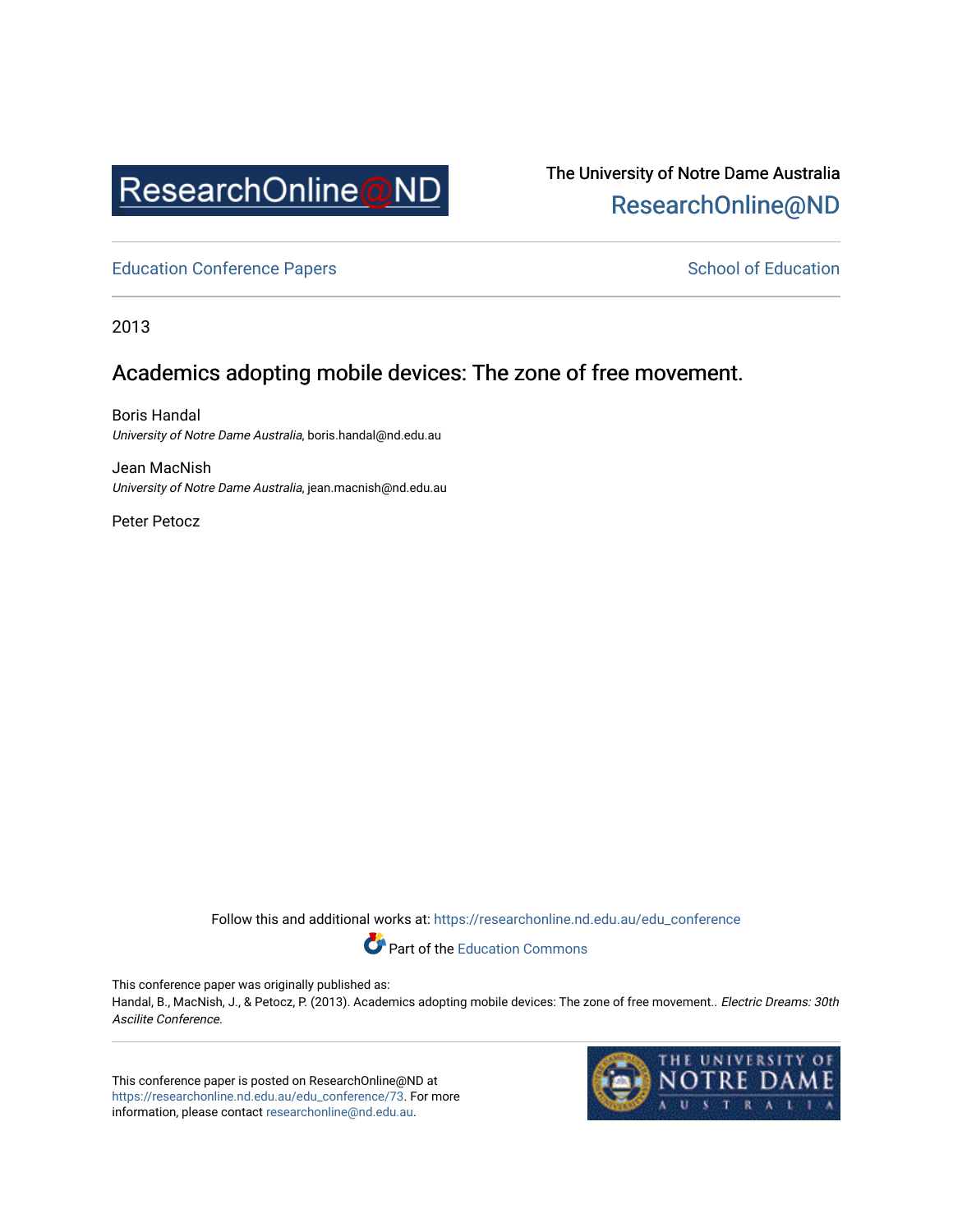ResearchOnline@ND

The University of Notre Dame Australia
ResearchOnline@ND

Education Conference Papers

School of Education

2013

# Academics adopting mobile devices: The zone of free movement.

Boris Handal
*University of Notre Dame Australia*, boris.handal@nd.edu.au

Jean MacNish
*University of Notre Dame Australia*, jean.macnish@nd.edu.au

Peter Petocz

Follow this and additional works at: https://researchonline.nd.edu.au/edu_conference

Part of the Education Commons

This conference paper was originally published as:
Handal, B., MacNish, J., & Petocz, P. (2013). Academics adopting mobile devices: The zone of free movement.. *Electric Dreams: 30th Ascilite Conference.*

This conference paper is posted on ResearchOnline@ND at https://researchonline.nd.edu.au/edu_conference/73. For more information, please contact researchonline@nd.edu.au.

THE UNIVERSITY OF NOTRE DAME AUSTRALIA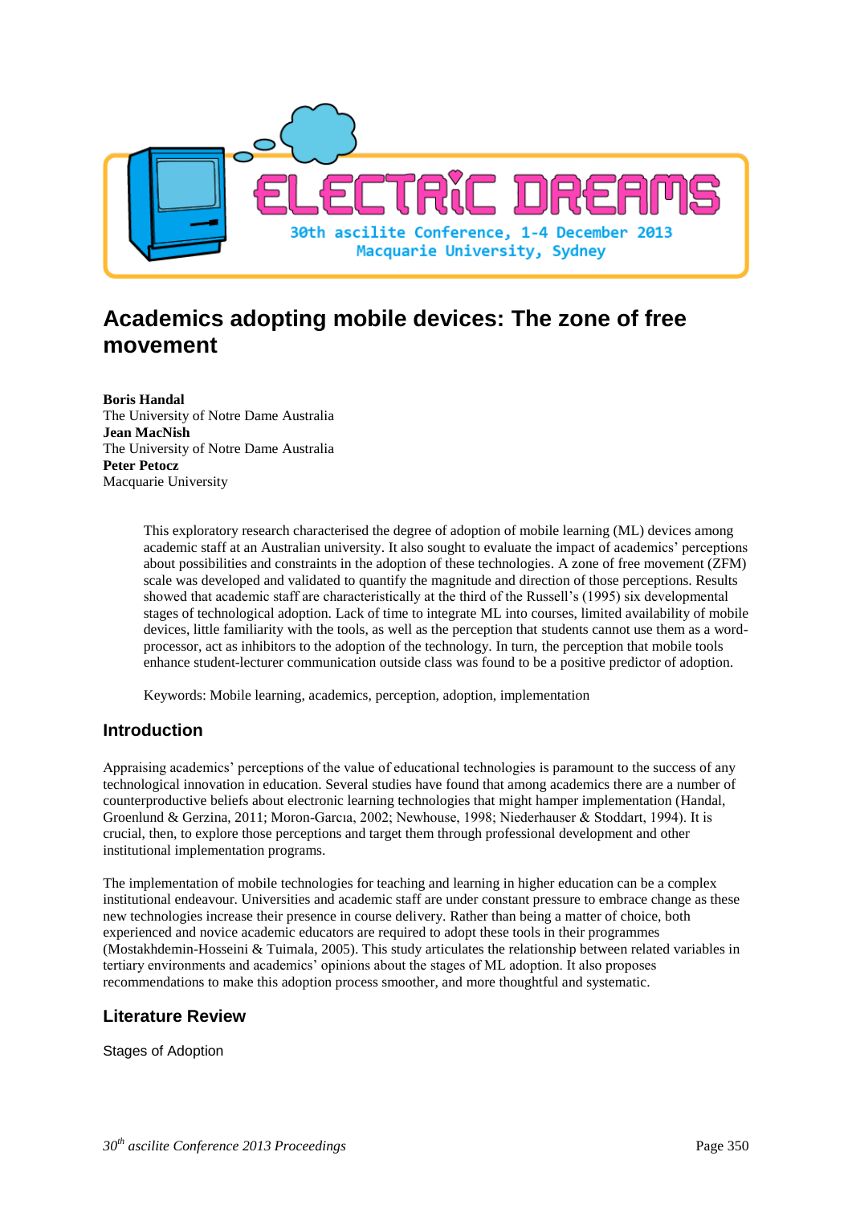# Academics adopting mobile devices: The zone of free movement

**Boris Handal**
The University of Notre Dame Australia
**Jean MacNish**
The University of Notre Dame Australia
**Peter Petocz**
Macquarie University

This exploratory research characterised the degree of adoption of mobile learning (ML) devices among academic staff at an Australian university. It also sought to evaluate the impact of academics' perceptions about possibilities and constraints in the adoption of these technologies. A zone of free movement (ZFM) scale was developed and validated to quantify the magnitude and direction of those perceptions. Results showed that academic staff are characteristically at the third of the Russell's (1995) six developmental stages of technological adoption. Lack of time to integrate ML into courses, limited availability of mobile devices, little familiarity with the tools, as well as the perception that students cannot use them as a word-processor, act as inhibitors to the adoption of the technology. In turn, the perception that mobile tools enhance student-lecturer communication outside class was found to be a positive predictor of adoption.

Keywords: Mobile learning, academics, perception, adoption, implementation

## Introduction

Appraising academics' perceptions of the value of educational technologies is paramount to the success of any technological innovation in education. Several studies have found that among academics there are a number of counterproductive beliefs about electronic learning technologies that might hamper implementation (Handal, Groenlund & Gerzina, 2011; Moron-Garcıa, 2002; Newhouse, 1998; Niederhauser & Stoddart, 1994). It is crucial, then, to explore those perceptions and target them through professional development and other institutional implementation programs.

The implementation of mobile technologies for teaching and learning in higher education can be a complex institutional endeavour. Universities and academic staff are under constant pressure to embrace change as these new technologies increase their presence in course delivery. Rather than being a matter of choice, both experienced and novice academic educators are required to adopt these tools in their programmes (Mostakhdemin-Hosseini & Tuimala, 2005). This study articulates the relationship between related variables in tertiary environments and academics' opinions about the stages of ML adoption. It also proposes recommendations to make this adoption process smoother, and more thoughtful and systematic.

## Literature Review

### Stages of Adoption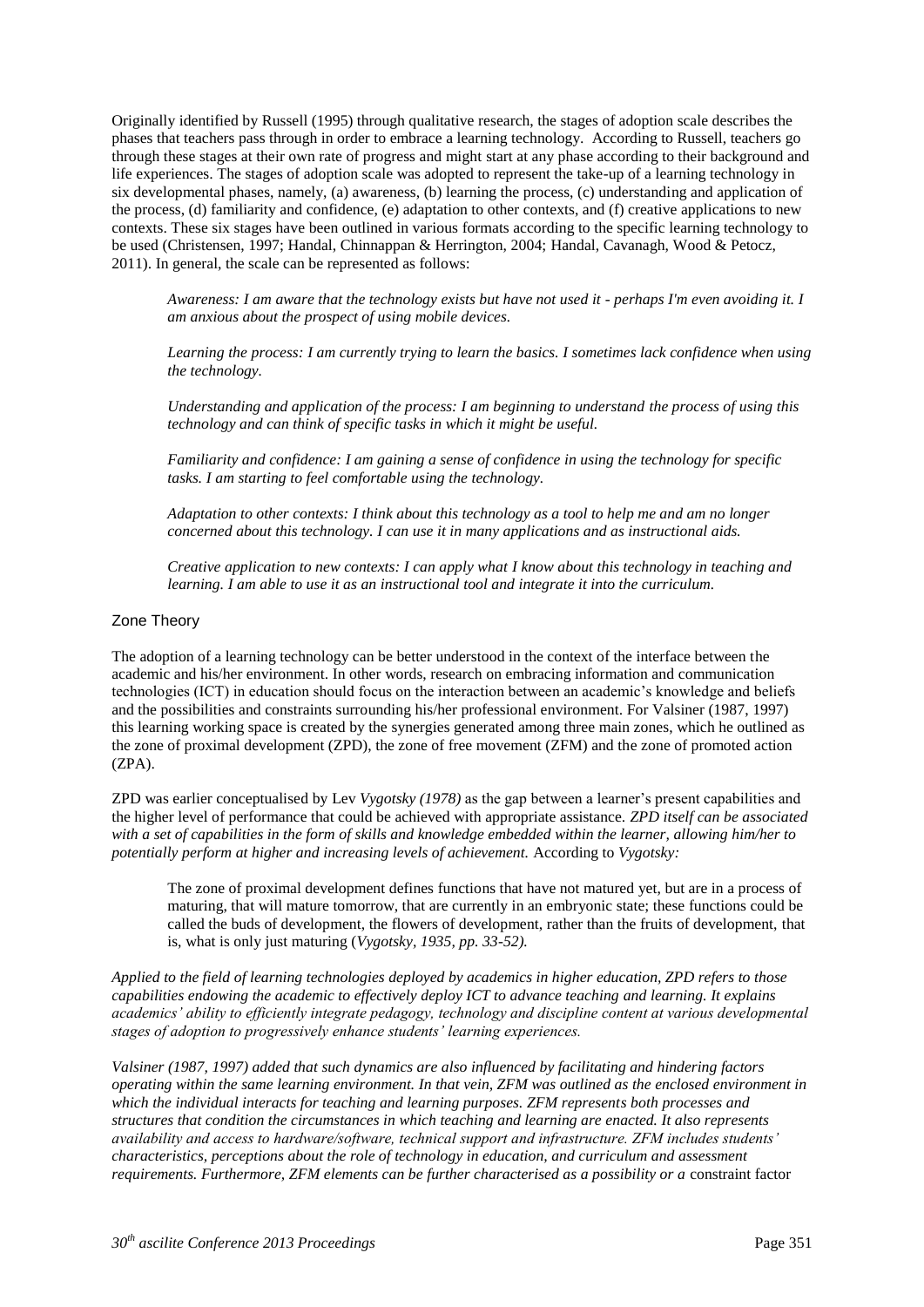Originally identified by Russell (1995) through qualitative research, the stages of adoption scale describes the phases that teachers pass through in order to embrace a learning technology. According to Russell, teachers go through these stages at their own rate of progress and might start at any phase according to their background and life experiences. The stages of adoption scale was adopted to represent the take-up of a learning technology in six developmental phases, namely, (a) awareness, (b) learning the process, (c) understanding and application of the process, (d) familiarity and confidence, (e) adaptation to other contexts, and (f) creative applications to new contexts. These six stages have been outlined in various formats according to the specific learning technology to be used (Christensen, 1997; Handal, Chinnappan & Herrington, 2004; Handal, Cavanagh, Wood & Petocz, 2011). In general, the scale can be represented as follows:

> *Awareness: I am aware that the technology exists but have not used it - perhaps I'm even avoiding it. I am anxious about the prospect of using mobile devices.*
>
> *Learning the process: I am currently trying to learn the basics. I sometimes lack confidence when using the technology.*
>
> *Understanding and application of the process: I am beginning to understand the process of using this technology and can think of specific tasks in which it might be useful.*
>
> *Familiarity and confidence: I am gaining a sense of confidence in using the technology for specific tasks. I am starting to feel comfortable using the technology.*
>
> *Adaptation to other contexts: I think about this technology as a tool to help me and am no longer concerned about this technology. I can use it in many applications and as instructional aids.*
>
> *Creative application to new contexts: I can apply what I know about this technology in teaching and learning. I am able to use it as an instructional tool and integrate it into the curriculum.*

## Zone Theory

The adoption of a learning technology can be better understood in the context of the interface between the academic and his/her environment. In other words, research on embracing information and communication technologies (ICT) in education should focus on the interaction between an academic's knowledge and beliefs and the possibilities and constraints surrounding his/her professional environment. For Valsiner (1987, 1997) this learning working space is created by the synergies generated among three main zones, which he outlined as the zone of proximal development (ZPD), the zone of free movement (ZFM) and the zone of promoted action (ZPA).

ZPD was earlier conceptualised by Lev *Vygotsky (1978)* as the gap between a learner's present capabilities and the higher level of performance that could be achieved with appropriate assistance. *ZPD itself can be associated with a set of capabilities in the form of skills and knowledge embedded within the learner, allowing him/her to potentially perform at higher and increasing levels of achievement.* According to *Vygotsky:*

> The zone of proximal development defines functions that have not matured yet, but are in a process of maturing, that will mature tomorrow, that are currently in an embryonic state; these functions could be called the buds of development, the flowers of development, rather than the fruits of development, that is, what is only just maturing (*Vygotsky, 1935, pp. 33-52).*

*Applied to the field of learning technologies deployed by academics in higher education, ZPD refers to those capabilities endowing the academic to effectively deploy ICT to advance teaching and learning. It explains academics' ability to efficiently integrate pedagogy, technology and discipline content at various developmental stages of adoption to progressively enhance students' learning experiences.*

*Valsiner (1987, 1997) added that such dynamics are also influenced by facilitating and hindering factors operating within the same learning environment. In that vein, ZFM was outlined as the enclosed environment in which the individual interacts for teaching and learning purposes. ZFM represents both processes and structures that condition the circumstances in which teaching and learning are enacted. It also represents availability and access to hardware/software, technical support and infrastructure. ZFM includes students' characteristics, perceptions about the role of technology in education, and curriculum and assessment requirements. Furthermore, ZFM elements can be further characterised as a possibility or a* constraint factor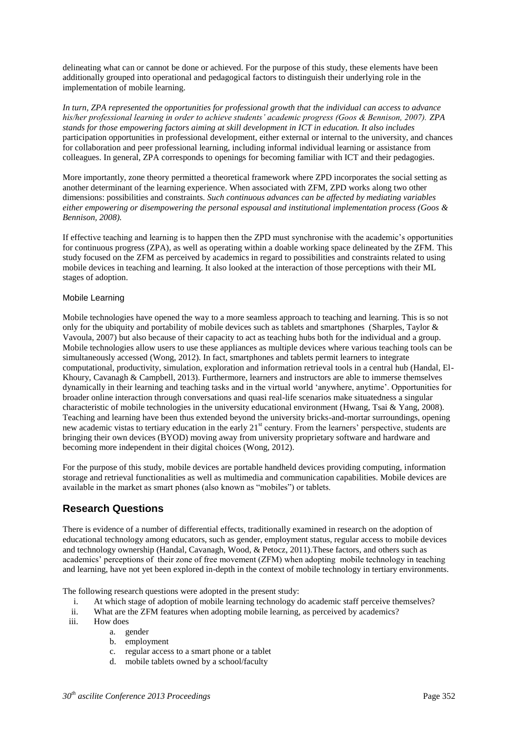delineating what can or cannot be done or achieved. For the purpose of this study, these elements have been additionally grouped into operational and pedagogical factors to distinguish their underlying role in the implementation of mobile learning.

*In turn, ZPA represented the opportunities for professional growth that the individual can access to advance his/her professional learning in order to achieve students' academic progress (Goos & Bennison, 2007). ZPA stands for those empowering factors aiming at skill development in ICT in education. It also includes* participation opportunities in professional development, either external or internal to the university, and chances for collaboration and peer professional learning, including informal individual learning or assistance from colleagues. In general, ZPA corresponds to openings for becoming familiar with ICT and their pedagogies.

More importantly, zone theory permitted a theoretical framework where ZPD incorporates the social setting as another determinant of the learning experience. When associated with ZFM, ZPD works along two other dimensions: possibilities and constraints. *Such continuous advances can be affected by mediating variables either empowering or disempowering the personal espousal and institutional implementation process (Goos & Bennison, 2008).*

If effective teaching and learning is to happen then the ZPD must synchronise with the academic's opportunities for continuous progress (ZPA), as well as operating within a doable working space delineated by the ZFM. This study focused on the ZFM as perceived by academics in regard to possibilities and constraints related to using mobile devices in teaching and learning. It also looked at the interaction of those perceptions with their ML stages of adoption.

### Mobile Learning

Mobile technologies have opened the way to a more seamless approach to teaching and learning. This is so not only for the ubiquity and portability of mobile devices such as tablets and smartphones (Sharples, Taylor & Vavoula, 2007) but also because of their capacity to act as teaching hubs both for the individual and a group. Mobile technologies allow users to use these appliances as multiple devices where various teaching tools can be simultaneously accessed (Wong, 2012). In fact, smartphones and tablets permit learners to integrate computational, productivity, simulation, exploration and information retrieval tools in a central hub (Handal, El-Khoury, Cavanagh & Campbell, 2013). Furthermore, learners and instructors are able to immerse themselves dynamically in their learning and teaching tasks and in the virtual world 'anywhere, anytime'. Opportunities for broader online interaction through conversations and quasi real-life scenarios make situatedness a singular characteristic of mobile technologies in the university educational environment (Hwang, Tsai & Yang, 2008). Teaching and learning have been thus extended beyond the university bricks-and-mortar surroundings, opening new academic vistas to tertiary education in the early 21st century. From the learners' perspective, students are bringing their own devices (BYOD) moving away from university proprietary software and hardware and becoming more independent in their digital choices (Wong, 2012).

For the purpose of this study, mobile devices are portable handheld devices providing computing, information storage and retrieval functionalities as well as multimedia and communication capabilities. Mobile devices are available in the market as smart phones (also known as "mobiles") or tablets.

## Research Questions

There is evidence of a number of differential effects, traditionally examined in research on the adoption of educational technology among educators, such as gender, employment status, regular access to mobile devices and technology ownership (Handal, Cavanagh, Wood, & Petocz, 2011).These factors, and others such as academics' perceptions of their zone of free movement (ZFM) when adopting mobile technology in teaching and learning, have not yet been explored in-depth in the context of mobile technology in tertiary environments.

The following research questions were adopted in the present study:

i. At which stage of adoption of mobile learning technology do academic staff perceive themselves?
ii. What are the ZFM features when adopting mobile learning, as perceived by academics?
iii. How does
   a. gender
   b. employment
   c. regular access to a smart phone or a tablet
   d. mobile tablets owned by a school/faculty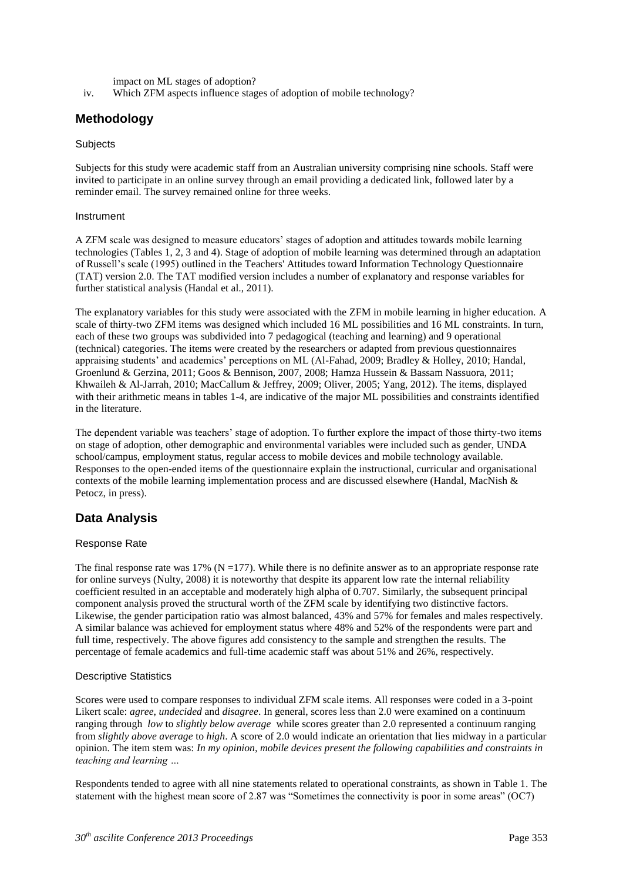impact on ML stages of adoption?

iv. Which ZFM aspects influence stages of adoption of mobile technology?

## Methodology

### Subjects

Subjects for this study were academic staff from an Australian university comprising nine schools. Staff were invited to participate in an online survey through an email providing a dedicated link, followed later by a reminder email. The survey remained online for three weeks.

### Instrument

A ZFM scale was designed to measure educators' stages of adoption and attitudes towards mobile learning technologies (Tables 1, 2, 3 and 4). Stage of adoption of mobile learning was determined through an adaptation of Russell's scale (1995) outlined in the Teachers' Attitudes toward Information Technology Questionnaire (TAT) version 2.0. The TAT modified version includes a number of explanatory and response variables for further statistical analysis (Handal et al., 2011).

The explanatory variables for this study were associated with the ZFM in mobile learning in higher education. A scale of thirty-two ZFM items was designed which included 16 ML possibilities and 16 ML constraints. In turn, each of these two groups was subdivided into 7 pedagogical (teaching and learning) and 9 operational (technical) categories. The items were created by the researchers or adapted from previous questionnaires appraising students' and academics' perceptions on ML (Al-Fahad, 2009; Bradley & Holley, 2010; Handal, Groenlund & Gerzina, 2011; Goos & Bennison, 2007, 2008; Hamza Hussein & Bassam Nassuora, 2011; Khwaileh & Al-Jarrah, 2010; MacCallum & Jeffrey, 2009; Oliver, 2005; Yang, 2012). The items, displayed with their arithmetic means in tables 1-4, are indicative of the major ML possibilities and constraints identified in the literature.

The dependent variable was teachers' stage of adoption. To further explore the impact of those thirty-two items on stage of adoption, other demographic and environmental variables were included such as gender, UNDA school/campus, employment status, regular access to mobile devices and mobile technology available. Responses to the open-ended items of the questionnaire explain the instructional, curricular and organisational contexts of the mobile learning implementation process and are discussed elsewhere (Handal, MacNish & Petocz, in press).

## Data Analysis

### Response Rate

The final response rate was 17% (N =177). While there is no definite answer as to an appropriate response rate for online surveys (Nulty, 2008) it is noteworthy that despite its apparent low rate the internal reliability coefficient resulted in an acceptable and moderately high alpha of 0.707. Similarly, the subsequent principal component analysis proved the structural worth of the ZFM scale by identifying two distinctive factors. Likewise, the gender participation ratio was almost balanced, 43% and 57% for females and males respectively. A similar balance was achieved for employment status where 48% and 52% of the respondents were part and full time, respectively. The above figures add consistency to the sample and strengthen the results. The percentage of female academics and full-time academic staff was about 51% and 26%, respectively.

### Descriptive Statistics

Scores were used to compare responses to individual ZFM scale items. All responses were coded in a 3-point Likert scale: *agree*, *undecided* and *disagree*. In general, scores less than 2.0 were examined on a continuum ranging through *low* to *slightly below average* while scores greater than 2.0 represented a continuum ranging from *slightly above average* to *high*. A score of 2.0 would indicate an orientation that lies midway in a particular opinion. The item stem was: *In my opinion, mobile devices present the following capabilities and constraints in teaching and learning …*

Respondents tended to agree with all nine statements related to operational constraints, as shown in Table 1. The statement with the highest mean score of 2.87 was "Sometimes the connectivity is poor in some areas" (OC7)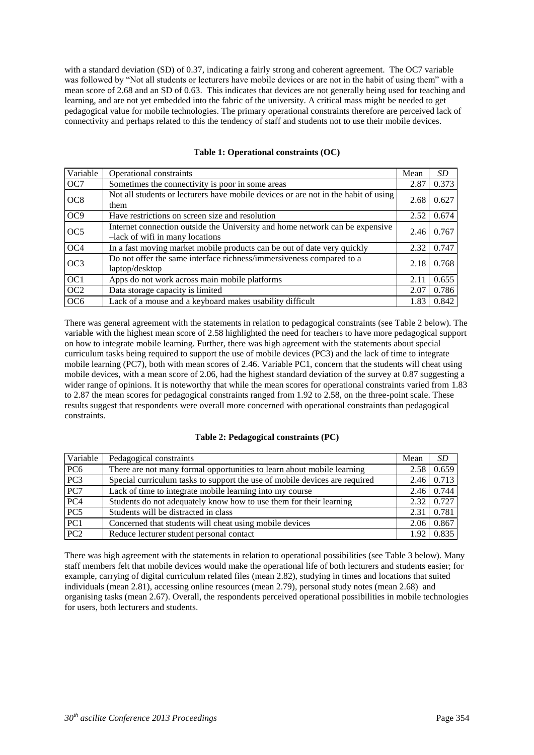with a standard deviation (SD) of 0.37, indicating a fairly strong and coherent agreement. The OC7 variable was followed by "Not all students or lecturers have mobile devices or are not in the habit of using them" with a mean score of 2.68 and an SD of 0.63. This indicates that devices are not generally being used for teaching and learning, and are not yet embedded into the fabric of the university. A critical mass might be needed to get pedagogical value for mobile technologies. The primary operational constraints therefore are perceived lack of connectivity and perhaps related to this the tendency of staff and students not to use their mobile devices.

**Table 1: Operational constraints (OC)**

| Variable | Operational constraints | Mean | *SD* |
|---|---|---|---|
| OC7 | Sometimes the connectivity is poor in some areas | 2.87 | 0.373 |
| OC8 | Not all students or lecturers have mobile devices or are not in the habit of using them | 2.68 | 0.627 |
| OC9 | Have restrictions on screen size and resolution | 2.52 | 0.674 |
| OC5 | Internet connection outside the University and home network can be expensive –lack of wifi in many locations | 2.46 | 0.767 |
| OC4 | In a fast moving market mobile products can be out of date very quickly | 2.32 | 0.747 |
| OC3 | Do not offer the same interface richness/immersiveness compared to a laptop/desktop | 2.18 | 0.768 |
| OC1 | Apps do not work across main mobile platforms | 2.11 | 0.655 |
| OC2 | Data storage capacity is limited | 2.07 | 0.786 |
| OC6 | Lack of a mouse and a keyboard makes usability difficult | 1.83 | 0.842 |

There was general agreement with the statements in relation to pedagogical constraints (see Table 2 below). The variable with the highest mean score of 2.58 highlighted the need for teachers to have more pedagogical support on how to integrate mobile learning. Further, there was high agreement with the statements about special curriculum tasks being required to support the use of mobile devices (PC3) and the lack of time to integrate mobile learning (PC7), both with mean scores of 2.46. Variable PC1, concern that the students will cheat using mobile devices, with a mean score of 2.06, had the highest standard deviation of the survey at 0.87 suggesting a wider range of opinions. It is noteworthy that while the mean scores for operational constraints varied from 1.83 to 2.87 the mean scores for pedagogical constraints ranged from 1.92 to 2.58, on the three-point scale. These results suggest that respondents were overall more concerned with operational constraints than pedagogical constraints.

**Table 2: Pedagogical constraints (PC)**

| Variable | Pedagogical constraints | Mean | *SD* |
|---|---|---|---|
| PC6 | There are not many formal opportunities to learn about mobile learning | 2.58 | 0.659 |
| PC3 | Special curriculum tasks to support the use of mobile devices are required | 2.46 | 0.713 |
| PC7 | Lack of time to integrate mobile learning into my course | 2.46 | 0.744 |
| PC4 | Students do not adequately know how to use them for their learning | 2.32 | 0.727 |
| PC5 | Students will be distracted in class | 2.31 | 0.781 |
| PC1 | Concerned that students will cheat using mobile devices | 2.06 | 0.867 |
| PC2 | Reduce lecturer student personal contact | 1.92 | 0.835 |

There was high agreement with the statements in relation to operational possibilities (see Table 3 below). Many staff members felt that mobile devices would make the operational life of both lecturers and students easier; for example, carrying of digital curriculum related files (mean 2.82), studying in times and locations that suited individuals (mean 2.81), accessing online resources (mean 2.79), personal study notes (mean 2.68) and organising tasks (mean 2.67). Overall, the respondents perceived operational possibilities in mobile technologies for users, both lecturers and students.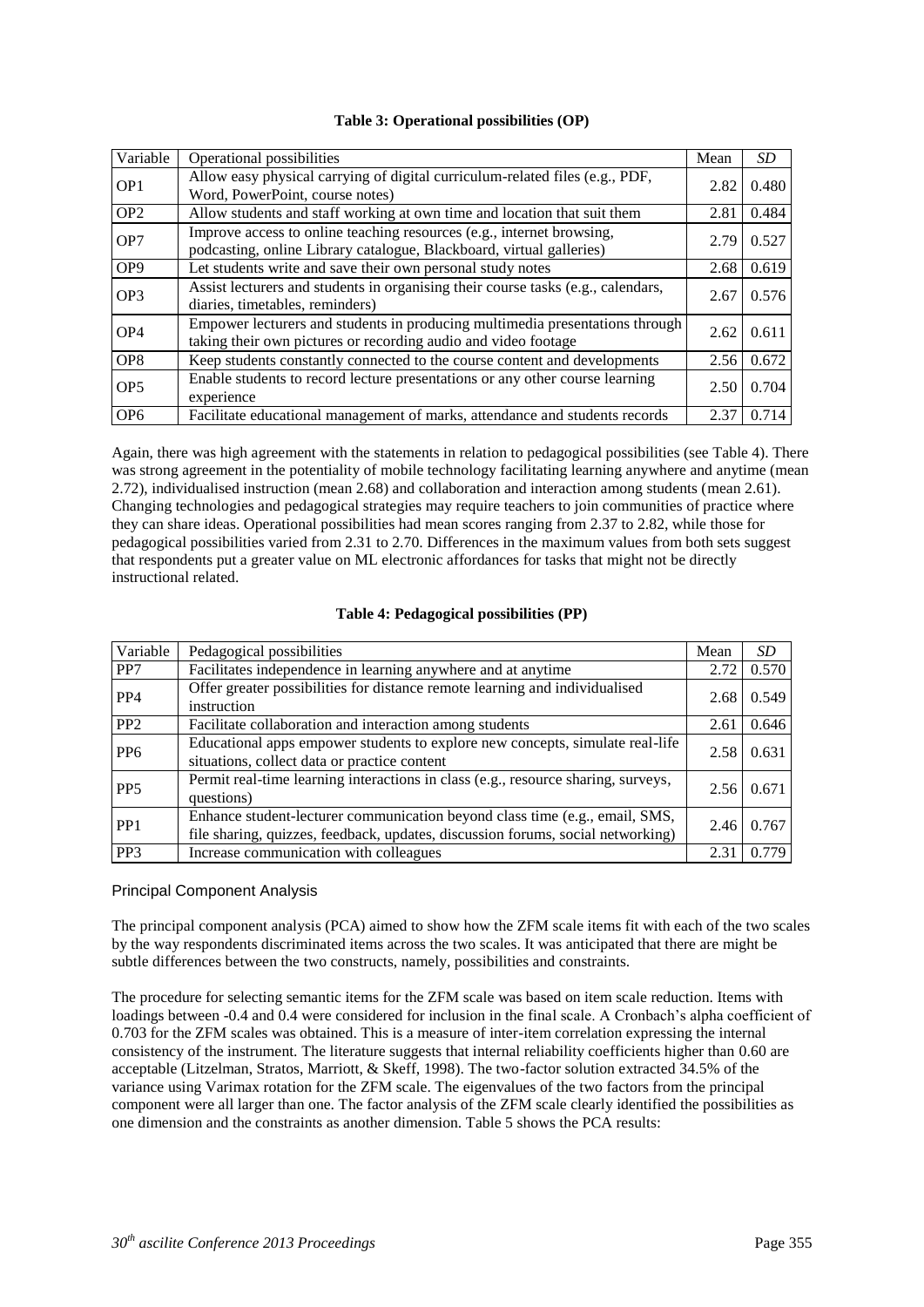**Table 3: Operational possibilities (OP)**

| Variable | Operational possibilities | Mean | *SD* |
|---|---|---|---|
| OP1 | Allow easy physical carrying of digital curriculum-related files (e.g., PDF, Word, PowerPoint, course notes) | 2.82 | 0.480 |
| OP2 | Allow students and staff working at own time and location that suit them | 2.81 | 0.484 |
| OP7 | Improve access to online teaching resources (e.g., internet browsing, podcasting, online Library catalogue, Blackboard, virtual galleries) | 2.79 | 0.527 |
| OP9 | Let students write and save their own personal study notes | 2.68 | 0.619 |
| OP3 | Assist lecturers and students in organising their course tasks (e.g., calendars, diaries, timetables, reminders) | 2.67 | 0.576 |
| OP4 | Empower lecturers and students in producing multimedia presentations through taking their own pictures or recording audio and video footage | 2.62 | 0.611 |
| OP8 | Keep students constantly connected to the course content and developments | 2.56 | 0.672 |
| OP5 | Enable students to record lecture presentations or any other course learning experience | 2.50 | 0.704 |
| OP6 | Facilitate educational management of marks, attendance and students records | 2.37 | 0.714 |

Again, there was high agreement with the statements in relation to pedagogical possibilities (see Table 4). There was strong agreement in the potentiality of mobile technology facilitating learning anywhere and anytime (mean 2.72), individualised instruction (mean 2.68) and collaboration and interaction among students (mean 2.61). Changing technologies and pedagogical strategies may require teachers to join communities of practice where they can share ideas. Operational possibilities had mean scores ranging from 2.37 to 2.82, while those for pedagogical possibilities varied from 2.31 to 2.70. Differences in the maximum values from both sets suggest that respondents put a greater value on ML electronic affordances for tasks that might not be directly instructional related.

**Table 4: Pedagogical possibilities (PP)**

| Variable | Pedagogical possibilities | Mean | *SD* |
|---|---|---|---|
| PP7 | Facilitates independence in learning anywhere and at anytime | 2.72 | 0.570 |
| PP4 | Offer greater possibilities for distance remote learning and individualised instruction | 2.68 | 0.549 |
| PP2 | Facilitate collaboration and interaction among students | 2.61 | 0.646 |
| PP6 | Educational apps empower students to explore new concepts, simulate real-life situations, collect data or practice content | 2.58 | 0.631 |
| PP5 | Permit real-time learning interactions in class (e.g., resource sharing, surveys, questions) | 2.56 | 0.671 |
| PP1 | Enhance student-lecturer communication beyond class time (e.g., email, SMS, file sharing, quizzes, feedback, updates, discussion forums, social networking) | 2.46 | 0.767 |
| PP3 | Increase communication with colleagues | 2.31 | 0.779 |

### Principal Component Analysis

The principal component analysis (PCA) aimed to show how the ZFM scale items fit with each of the two scales by the way respondents discriminated items across the two scales. It was anticipated that there are might be subtle differences between the two constructs, namely, possibilities and constraints.

The procedure for selecting semantic items for the ZFM scale was based on item scale reduction. Items with loadings between -0.4 and 0.4 were considered for inclusion in the final scale. A Cronbach's alpha coefficient of 0.703 for the ZFM scales was obtained. This is a measure of inter-item correlation expressing the internal consistency of the instrument. The literature suggests that internal reliability coefficients higher than 0.60 are acceptable (Litzelman, Stratos, Marriott, & Skeff, 1998). The two-factor solution extracted 34.5% of the variance using Varimax rotation for the ZFM scale. The eigenvalues of the two factors from the principal component were all larger than one. The factor analysis of the ZFM scale clearly identified the possibilities as one dimension and the constraints as another dimension. Table 5 shows the PCA results: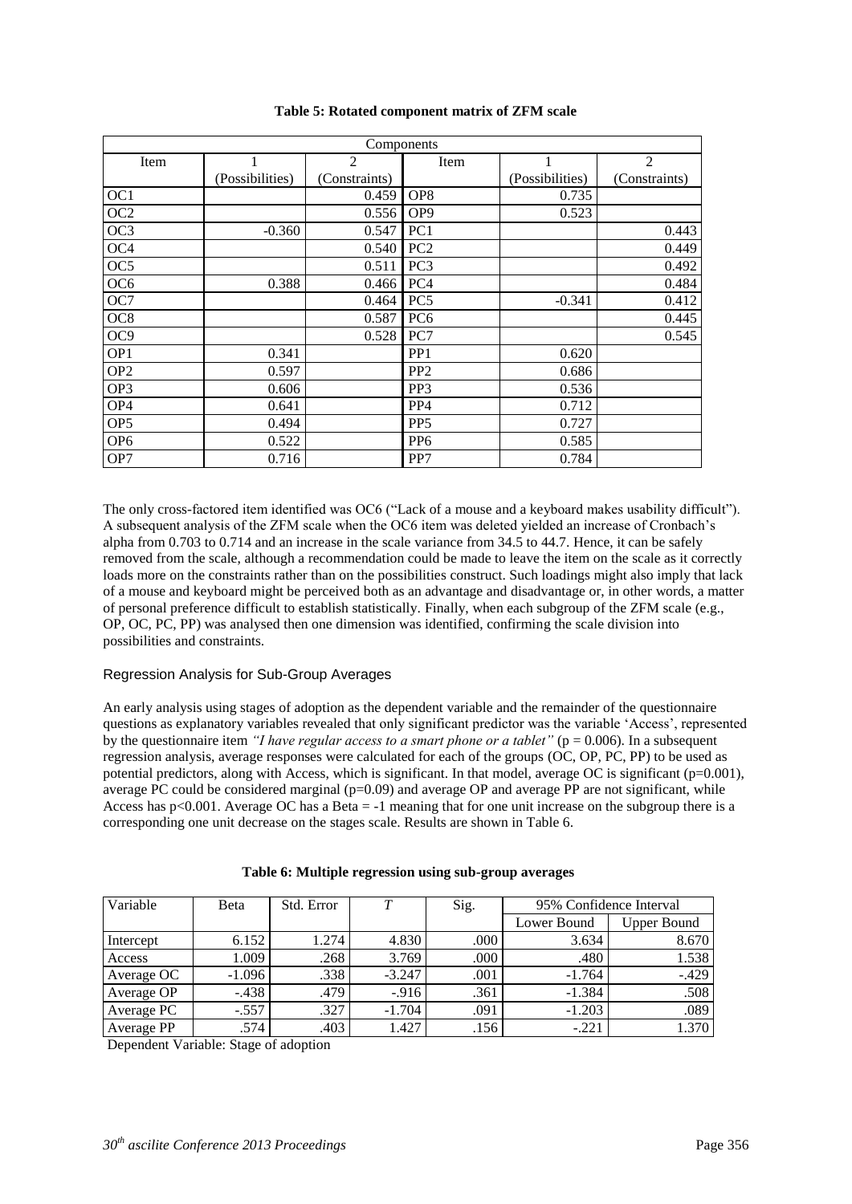**Table 5: Rotated component matrix of ZFM scale**

| Components | | | | | |
|---|---|---|---|---|---|
| Item | 1 (Possibilities) | 2 (Constraints) | Item | 1 (Possibilities) | 2 (Constraints) |
| OC1 | | 0.459 | OP8 | 0.735 | |
| OC2 | | 0.556 | OP9 | 0.523 | |
| OC3 | -0.360 | 0.547 | PC1 | | 0.443 |
| OC4 | | 0.540 | PC2 | | 0.449 |
| OC5 | | 0.511 | PC3 | | 0.492 |
| OC6 | 0.388 | 0.466 | PC4 | | 0.484 |
| OC7 | | 0.464 | PC5 | -0.341 | 0.412 |
| OC8 | | 0.587 | PC6 | | 0.445 |
| OC9 | | 0.528 | PC7 | | 0.545 |
| OP1 | 0.341 | | PP1 | 0.620 | |
| OP2 | 0.597 | | PP2 | 0.686 | |
| OP3 | 0.606 | | PP3 | 0.536 | |
| OP4 | 0.641 | | PP4 | 0.712 | |
| OP5 | 0.494 | | PP5 | 0.727 | |
| OP6 | 0.522 | | PP6 | 0.585 | |
| OP7 | 0.716 | | PP7 | 0.784 | |

The only cross-factored item identified was OC6 ("Lack of a mouse and a keyboard makes usability difficult"). A subsequent analysis of the ZFM scale when the OC6 item was deleted yielded an increase of Cronbach's alpha from 0.703 to 0.714 and an increase in the scale variance from 34.5 to 44.7. Hence, it can be safely removed from the scale, although a recommendation could be made to leave the item on the scale as it correctly loads more on the constraints rather than on the possibilities construct. Such loadings might also imply that lack of a mouse and keyboard might be perceived both as an advantage and disadvantage or, in other words, a matter of personal preference difficult to establish statistically. Finally, when each subgroup of the ZFM scale (e.g., OP, OC, PC, PP) was analysed then one dimension was identified, confirming the scale division into possibilities and constraints.

### Regression Analysis for Sub-Group Averages

An early analysis using stages of adoption as the dependent variable and the remainder of the questionnaire questions as explanatory variables revealed that only significant predictor was the variable 'Access', represented by the questionnaire item *"I have regular access to a smart phone or a tablet"* ($p = 0.006$). In a subsequent regression analysis, average responses were calculated for each of the groups (OC, OP, PC, PP) to be used as potential predictors, along with Access, which is significant. In that model, average OC is significant ($p=0.001$), average PC could be considered marginal ($p=0.09$) and average OP and average PP are not significant, while Access has $p<0.001$. Average OC has a Beta = -1 meaning that for one unit increase on the subgroup there is a corresponding one unit decrease on the stages scale. Results are shown in Table 6.

**Table 6: Multiple regression using sub-group averages**

| Variable | Beta | Std. Error | *T* | Sig. | 95% Confidence Interval | |
|---|---|---|---|---|---|---|
| | | | | | Lower Bound | Upper Bound |
| Intercept | 6.152 | 1.274 | 4.830 | .000 | 3.634 | 8.670 |
| Access | 1.009 | .268 | 3.769 | .000 | .480 | 1.538 |
| Average OC | -1.096 | .338 | -3.247 | .001 | -1.764 | -.429 |
| Average OP | -.438 | .479 | -.916 | .361 | -1.384 | .508 |
| Average PC | -.557 | .327 | -1.704 | .091 | -1.203 | .089 |
| Average PP | .574 | .403 | 1.427 | .156 | -.221 | 1.370 |

Dependent Variable: Stage of adoption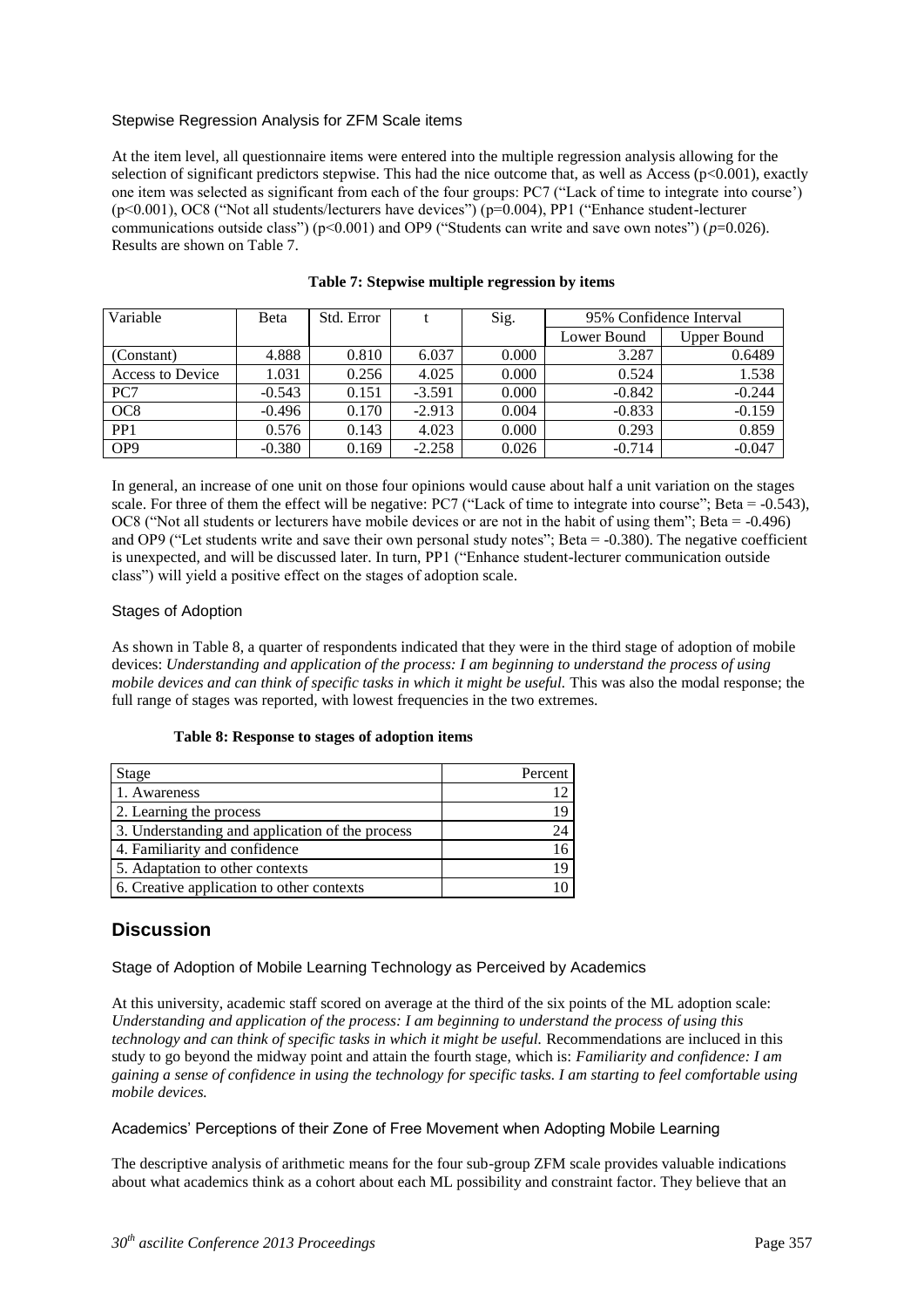### Stepwise Regression Analysis for ZFM Scale items

At the item level, all questionnaire items were entered into the multiple regression analysis allowing for the selection of significant predictors stepwise. This had the nice outcome that, as well as Access ($p<0.001$), exactly one item was selected as significant from each of the four groups: PC7 ("Lack of time to integrate into course') ($p<0.001$), OC8 ("Not all students/lecturers have devices") ($p=0.004$), PP1 ("Enhance student-lecturer communications outside class") ($p<0.001$) and OP9 ("Students can write and save own notes") ($p=0.026$). Results are shown on Table 7.

**Table 7: Stepwise multiple regression by items**

| Variable | Beta | Std. Error | t | Sig. | 95% Confidence Interval | |
|---|---|---|---|---|---|---|
| | | | | | Lower Bound | Upper Bound |
| (Constant) | 4.888 | 0.810 | 6.037 | 0.000 | 3.287 | 0.6489 |
| Access to Device | 1.031 | 0.256 | 4.025 | 0.000 | 0.524 | 1.538 |
| PC7 | -0.543 | 0.151 | -3.591 | 0.000 | -0.842 | -0.244 |
| OC8 | -0.496 | 0.170 | -2.913 | 0.004 | -0.833 | -0.159 |
| PP1 | 0.576 | 0.143 | 4.023 | 0.000 | 0.293 | 0.859 |
| OP9 | -0.380 | 0.169 | -2.258 | 0.026 | -0.714 | -0.047 |

In general, an increase of one unit on those four opinions would cause about half a unit variation on the stages scale. For three of them the effect will be negative: PC7 ("Lack of time to integrate into course"; Beta = -0.543), OC8 ("Not all students or lecturers have mobile devices or are not in the habit of using them"; Beta = -0.496) and OP9 ("Let students write and save their own personal study notes"; Beta = -0.380). The negative coefficient is unexpected, and will be discussed later. In turn, PP1 ("Enhance student-lecturer communication outside class") will yield a positive effect on the stages of adoption scale.

### Stages of Adoption

As shown in Table 8, a quarter of respondents indicated that they were in the third stage of adoption of mobile devices: *Understanding and application of the process: I am beginning to understand the process of using mobile devices and can think of specific tasks in which it might be useful.* This was also the modal response; the full range of stages was reported, with lowest frequencies in the two extremes.

**Table 8: Response to stages of adoption items**

| Stage | Percent |
|---|---|
| 1. Awareness | 12 |
| 2. Learning the process | 19 |
| 3. Understanding and application of the process | 24 |
| 4. Familiarity and confidence | 16 |
| 5. Adaptation to other contexts | 19 |
| 6. Creative application to other contexts | 10 |

## Discussion

### Stage of Adoption of Mobile Learning Technology as Perceived by Academics

At this university, academic staff scored on average at the third of the six points of the ML adoption scale: *Understanding and application of the process: I am beginning to understand the process of using this technology and can think of specific tasks in which it might be useful.* Recommendations are incluced in this study to go beyond the midway point and attain the fourth stage, which is: *Familiarity and confidence: I am gaining a sense of confidence in using the technology for specific tasks. I am starting to feel comfortable using mobile devices.*

### Academics' Perceptions of their Zone of Free Movement when Adopting Mobile Learning

The descriptive analysis of arithmetic means for the four sub-group ZFM scale provides valuable indications about what academics think as a cohort about each ML possibility and constraint factor. They believe that an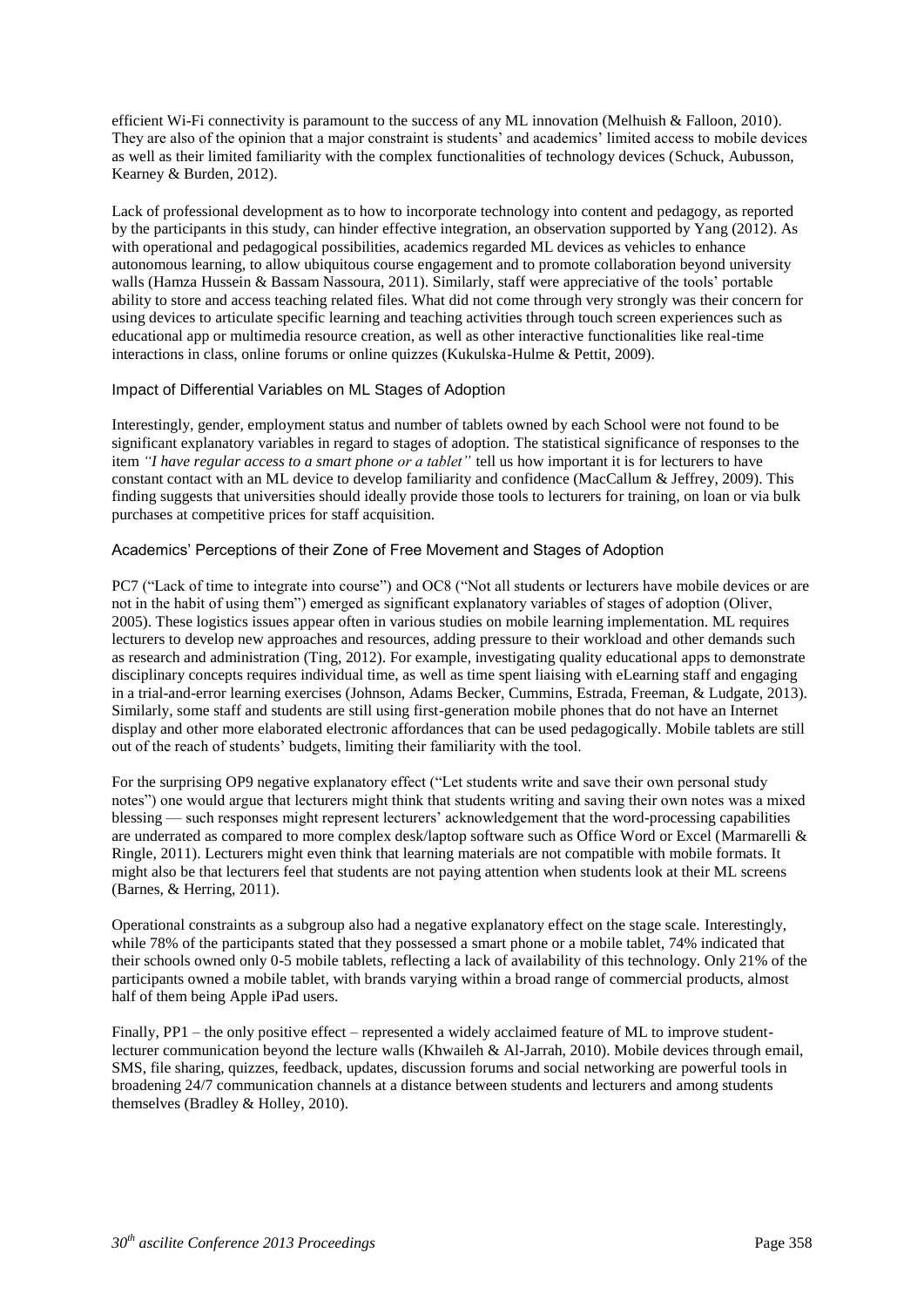efficient Wi-Fi connectivity is paramount to the success of any ML innovation (Melhuish & Falloon, 2010). They are also of the opinion that a major constraint is students' and academics' limited access to mobile devices as well as their limited familiarity with the complex functionalities of technology devices (Schuck, Aubusson, Kearney & Burden, 2012).

Lack of professional development as to how to incorporate technology into content and pedagogy, as reported by the participants in this study, can hinder effective integration, an observation supported by Yang (2012). As with operational and pedagogical possibilities, academics regarded ML devices as vehicles to enhance autonomous learning, to allow ubiquitous course engagement and to promote collaboration beyond university walls (Hamza Hussein & Bassam Nassoura, 2011). Similarly, staff were appreciative of the tools' portable ability to store and access teaching related files. What did not come through very strongly was their concern for using devices to articulate specific learning and teaching activities through touch screen experiences such as educational app or multimedia resource creation, as well as other interactive functionalities like real-time interactions in class, online forums or online quizzes (Kukulska-Hulme & Pettit, 2009).

### Impact of Differential Variables on ML Stages of Adoption

Interestingly, gender, employment status and number of tablets owned by each School were not found to be significant explanatory variables in regard to stages of adoption. The statistical significance of responses to the item *"I have regular access to a smart phone or a tablet"* tell us how important it is for lecturers to have constant contact with an ML device to develop familiarity and confidence (MacCallum & Jeffrey, 2009). This finding suggests that universities should ideally provide those tools to lecturers for training, on loan or via bulk purchases at competitive prices for staff acquisition.

### Academics' Perceptions of their Zone of Free Movement and Stages of Adoption

PC7 ("Lack of time to integrate into course") and OC8 ("Not all students or lecturers have mobile devices or are not in the habit of using them") emerged as significant explanatory variables of stages of adoption (Oliver, 2005). These logistics issues appear often in various studies on mobile learning implementation. ML requires lecturers to develop new approaches and resources, adding pressure to their workload and other demands such as research and administration (Ting, 2012). For example, investigating quality educational apps to demonstrate disciplinary concepts requires individual time, as well as time spent liaising with eLearning staff and engaging in a trial-and-error learning exercises (Johnson, Adams Becker, Cummins, Estrada, Freeman, & Ludgate, 2013). Similarly, some staff and students are still using first-generation mobile phones that do not have an Internet display and other more elaborated electronic affordances that can be used pedagogically. Mobile tablets are still out of the reach of students' budgets, limiting their familiarity with the tool.

For the surprising OP9 negative explanatory effect ("Let students write and save their own personal study notes") one would argue that lecturers might think that students writing and saving their own notes was a mixed blessing — such responses might represent lecturers' acknowledgement that the word-processing capabilities are underrated as compared to more complex desk/laptop software such as Office Word or Excel (Marmarelli & Ringle, 2011). Lecturers might even think that learning materials are not compatible with mobile formats. It might also be that lecturers feel that students are not paying attention when students look at their ML screens (Barnes, & Herring, 2011).

Operational constraints as a subgroup also had a negative explanatory effect on the stage scale. Interestingly, while 78% of the participants stated that they possessed a smart phone or a mobile tablet, 74% indicated that their schools owned only 0-5 mobile tablets, reflecting a lack of availability of this technology. Only 21% of the participants owned a mobile tablet, with brands varying within a broad range of commercial products, almost half of them being Apple iPad users.

Finally, PP1 – the only positive effect – represented a widely acclaimed feature of ML to improve student-lecturer communication beyond the lecture walls (Khwaileh & Al-Jarrah, 2010). Mobile devices through email, SMS, file sharing, quizzes, feedback, updates, discussion forums and social networking are powerful tools in broadening 24/7 communication channels at a distance between students and lecturers and among students themselves (Bradley & Holley, 2010).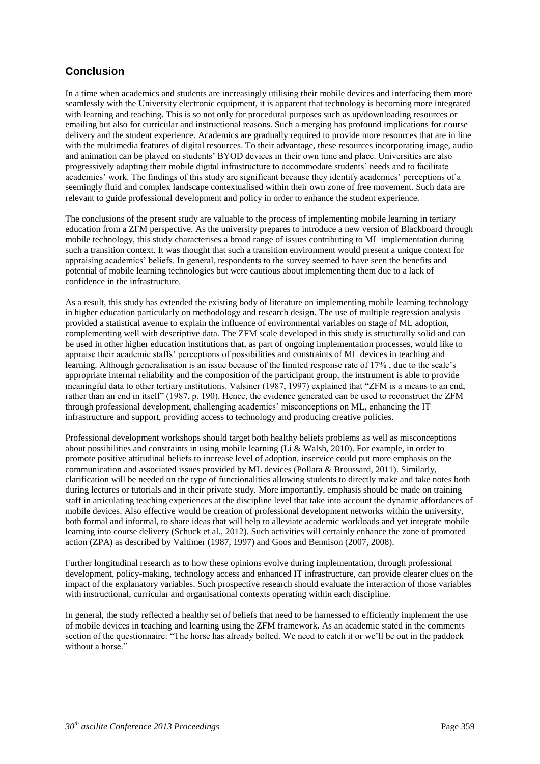## Conclusion

In a time when academics and students are increasingly utilising their mobile devices and interfacing them more seamlessly with the University electronic equipment, it is apparent that technology is becoming more integrated with learning and teaching. This is so not only for procedural purposes such as up/downloading resources or emailing but also for curricular and instructional reasons. Such a merging has profound implications for course delivery and the student experience. Academics are gradually required to provide more resources that are in line with the multimedia features of digital resources. To their advantage, these resources incorporating image, audio and animation can be played on students' BYOD devices in their own time and place. Universities are also progressively adapting their mobile digital infrastructure to accommodate students' needs and to facilitate academics' work. The findings of this study are significant because they identify academics' perceptions of a seemingly fluid and complex landscape contextualised within their own zone of free movement. Such data are relevant to guide professional development and policy in order to enhance the student experience.

The conclusions of the present study are valuable to the process of implementing mobile learning in tertiary education from a ZFM perspective. As the university prepares to introduce a new version of Blackboard through mobile technology, this study characterises a broad range of issues contributing to ML implementation during such a transition context. It was thought that such a transition environment would present a unique context for appraising academics' beliefs. In general, respondents to the survey seemed to have seen the benefits and potential of mobile learning technologies but were cautious about implementing them due to a lack of confidence in the infrastructure.

As a result, this study has extended the existing body of literature on implementing mobile learning technology in higher education particularly on methodology and research design. The use of multiple regression analysis provided a statistical avenue to explain the influence of environmental variables on stage of ML adoption, complementing well with descriptive data. The ZFM scale developed in this study is structurally solid and can be used in other higher education institutions that, as part of ongoing implementation processes, would like to appraise their academic staffs' perceptions of possibilities and constraints of ML devices in teaching and learning. Although generalisation is an issue because of the limited response rate of 17% , due to the scale's appropriate internal reliability and the composition of the participant group, the instrument is able to provide meaningful data to other tertiary institutions. Valsiner (1987, 1997) explained that "ZFM is a means to an end, rather than an end in itself" (1987, p. 190). Hence, the evidence generated can be used to reconstruct the ZFM through professional development, challenging academics' misconceptions on ML, enhancing the IT infrastructure and support, providing access to technology and producing creative policies.

Professional development workshops should target both healthy beliefs problems as well as misconceptions about possibilities and constraints in using mobile learning (Li & Walsh, 2010). For example, in order to promote positive attitudinal beliefs to increase level of adoption, inservice could put more emphasis on the communication and associated issues provided by ML devices (Pollara & Broussard, 2011). Similarly, clarification will be needed on the type of functionalities allowing students to directly make and take notes both during lectures or tutorials and in their private study. More importantly, emphasis should be made on training staff in articulating teaching experiences at the discipline level that take into account the dynamic affordances of mobile devices. Also effective would be creation of professional development networks within the university, both formal and informal, to share ideas that will help to alleviate academic workloads and yet integrate mobile learning into course delivery (Schuck et al., 2012). Such activities will certainly enhance the zone of promoted action (ZPA) as described by Valtimer (1987, 1997) and Goos and Bennison (2007, 2008).

Further longitudinal research as to how these opinions evolve during implementation, through professional development, policy-making, technology access and enhanced IT infrastructure, can provide clearer clues on the impact of the explanatory variables. Such prospective research should evaluate the interaction of those variables with instructional, curricular and organisational contexts operating within each discipline.

In general, the study reflected a healthy set of beliefs that need to be harnessed to efficiently implement the use of mobile devices in teaching and learning using the ZFM framework. As an academic stated in the comments section of the questionnaire: "The horse has already bolted. We need to catch it or we'll be out in the paddock without a horse."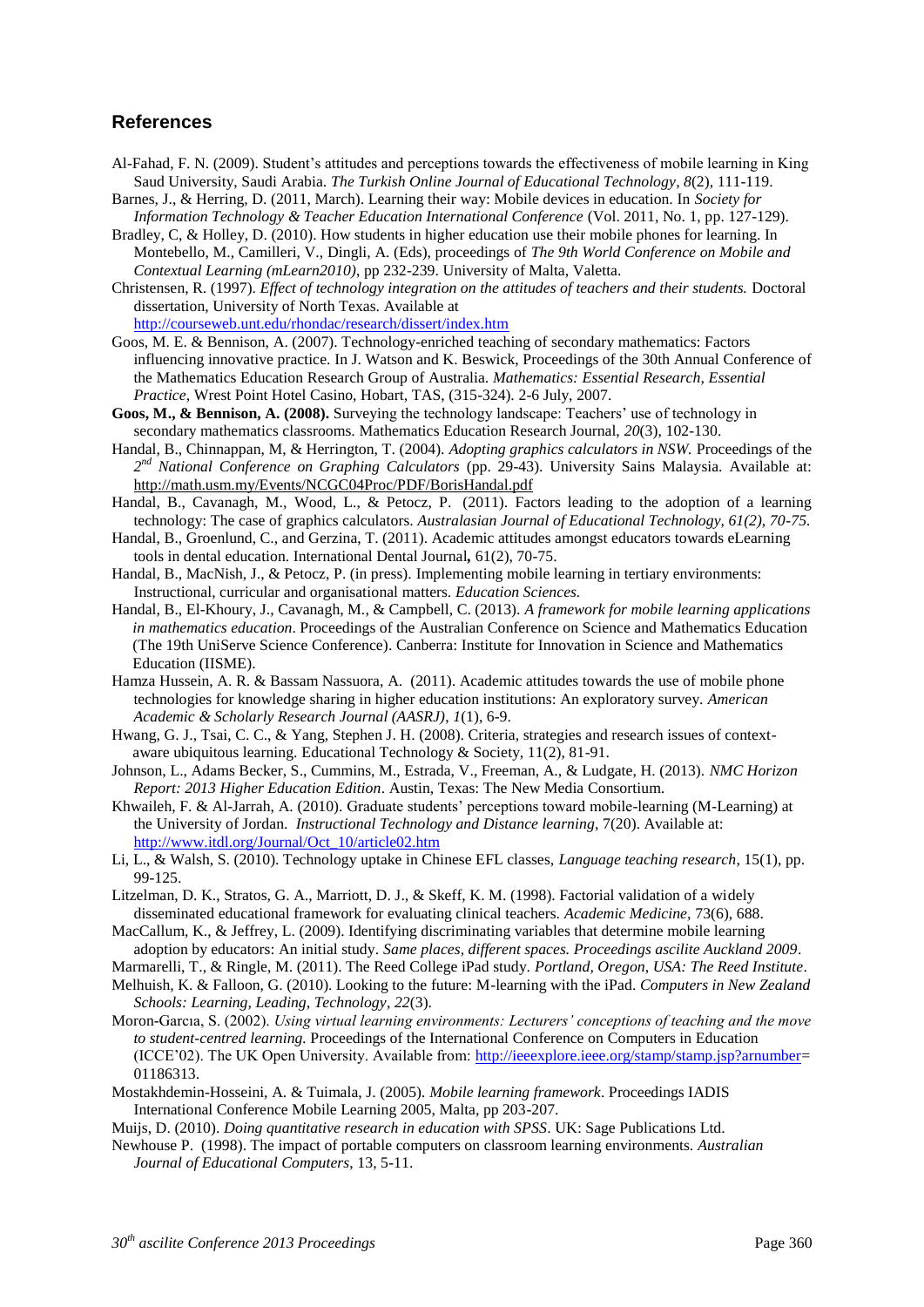## References

Al-Fahad, F. N. (2009). Student's attitudes and perceptions towards the effectiveness of mobile learning in King Saud University, Saudi Arabia. *The Turkish Online Journal of Educational Technology*, *8*(2), 111-119.

Barnes, J., & Herring, D. (2011, March). Learning their way: Mobile devices in education. In *Society for Information Technology & Teacher Education International Conference* (Vol. 2011, No. 1, pp. 127-129).

Bradley, C, & Holley, D. (2010). How students in higher education use their mobile phones for learning. In Montebello, M., Camilleri, V., Dingli, A. (Eds), proceedings of *The 9th World Conference on Mobile and Contextual Learning (mLearn2010)*, pp 232-239. University of Malta, Valetta.

Christensen, R. (1997). *Effect of technology integration on the attitudes of teachers and their students.* Doctoral dissertation, University of North Texas. Available at http://courseweb.unt.edu/rhondac/research/dissert/index.htm

Goos, M. E. & Bennison, A. (2007). Technology-enriched teaching of secondary mathematics: Factors influencing innovative practice. In J. Watson and K. Beswick, Proceedings of the 30th Annual Conference of the Mathematics Education Research Group of Australia. *Mathematics: Essential Research, Essential Practice*, Wrest Point Hotel Casino, Hobart, TAS, (315-324). 2-6 July, 2007.

**Goos, M., & Bennison, A. (2008).** Surveying the technology landscape: Teachers' use of technology in secondary mathematics classrooms. Mathematics Education Research Journal, *20*(3), 102-130.

Handal, B., Chinnappan, M, & Herrington, T. (2004). *Adopting graphics calculators in NSW.* Proceedings of the *2nd National Conference on Graphing Calculators* (pp. 29-43). University Sains Malaysia. Available at: http://math.usm.my/Events/NCGC04Proc/PDF/BorisHandal.pdf

Handal, B., Cavanagh, M., Wood, L., & Petocz, P. (2011). Factors leading to the adoption of a learning technology: The case of graphics calculators. *Australasian Journal of Educational Technology, 61(2), 70-75.*

Handal, B., Groenlund, C., and Gerzina, T. (2011). Academic attitudes amongst educators towards eLearning tools in dental education. International Dental Journal**,** 61(2), 70-75.

Handal, B., MacNish, J., & Petocz, P. (in press). Implementing mobile learning in tertiary environments: Instructional, curricular and organisational matters. *Education Sciences.*

Handal, B., El-Khoury, J., Cavanagh, M., & Campbell, C. (2013). *A framework for mobile learning applications in mathematics education*. Proceedings of the Australian Conference on Science and Mathematics Education (The 19th UniServe Science Conference). Canberra: Institute for Innovation in Science and Mathematics Education (IISME).

Hamza Hussein, A. R. & Bassam Nassuora, A. (2011). Academic attitudes towards the use of mobile phone technologies for knowledge sharing in higher education institutions: An exploratory survey. *American Academic & Scholarly Research Journal (AASRJ)*, *1*(1), 6-9.

Hwang, G. J., Tsai, C. C., & Yang, Stephen J. H. (2008). Criteria, strategies and research issues of context-aware ubiquitous learning. Educational Technology & Society, 11(2), 81-91.

Johnson, L., Adams Becker, S., Cummins, M., Estrada, V., Freeman, A., & Ludgate, H. (2013). *NMC Horizon Report: 2013 Higher Education Edition*. Austin, Texas: The New Media Consortium.

Khwaileh, F. & Al-Jarrah, A. (2010). Graduate students' perceptions toward mobile-learning (M-Learning) at the University of Jordan. *Instructional Technology and Distance learning*, 7(20). Available at: http://www.itdl.org/Journal/Oct_10/article02.htm

Li, L., & Walsh, S. (2010). Technology uptake in Chinese EFL classes, *Language teaching research*, 15(1), pp. 99-125.

Litzelman, D. K., Stratos, G. A., Marriott, D. J., & Skeff, K. M. (1998). Factorial validation of a widely disseminated educational framework for evaluating clinical teachers. *Academic Medicine*, 73(6), 688.

MacCallum, K., & Jeffrey, L. (2009). Identifying discriminating variables that determine mobile learning adoption by educators: An initial study. *Same places, different spaces. Proceedings ascilite Auckland 2009*.

Marmarelli, T., & Ringle, M. (2011). The Reed College iPad study. *Portland, Oregon, USA: The Reed Institute*.

Melhuish, K. & Falloon, G. (2010). Looking to the future: M-learning with the iPad. *Computers in New Zealand Schools: Learning, Leading, Technology*, *22*(3).

Moron-Garcıa, S. (2002). *Using virtual learning environments: Lecturers' conceptions of teaching and the move to student-centred learning.* Proceedings of the International Conference on Computers in Education (ICCE'02). The UK Open University. Available from: http://ieeexplore.ieee.org/stamp/stamp.jsp?arnumber=01186313.

Mostakhdemin-Hosseini, A. & Tuimala, J. (2005). *Mobile learning framework*. Proceedings IADIS International Conference Mobile Learning 2005, Malta, pp 203-207.

Muijs, D. (2010). *Doing quantitative research in education with SPSS*. UK: Sage Publications Ltd.

Newhouse P. (1998). The impact of portable computers on classroom learning environments. *Australian Journal of Educational Computers*, 13, 5-11.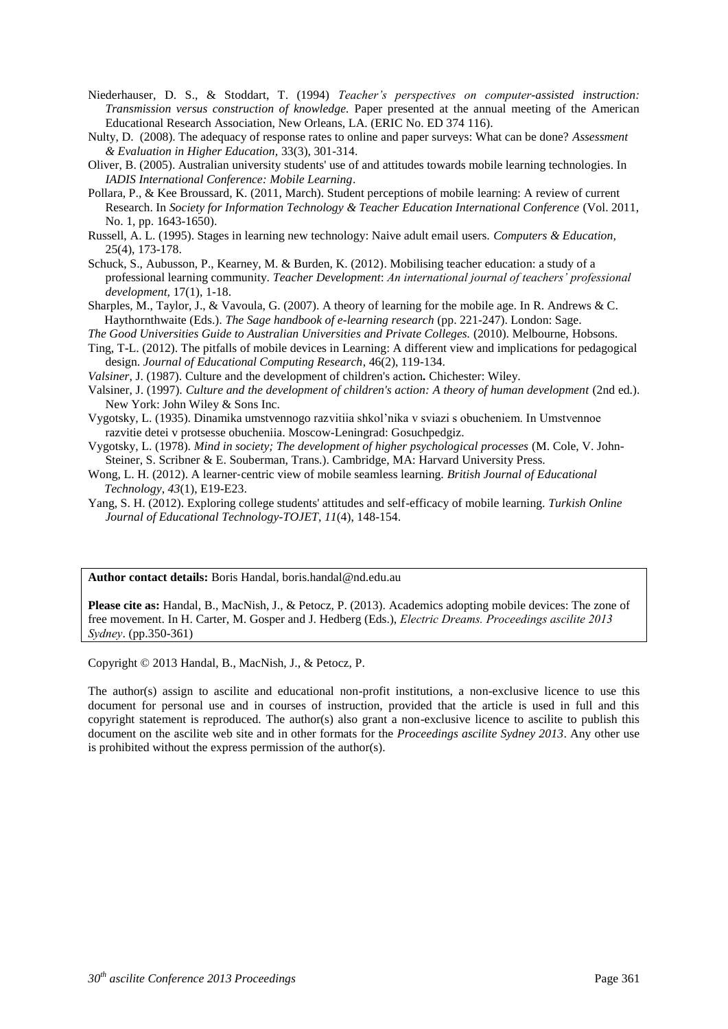Niederhauser, D. S., & Stoddart, T. (1994) *Teacher's perspectives on computer-assisted instruction: Transmission versus construction of knowledge.* Paper presented at the annual meeting of the American Educational Research Association, New Orleans, LA. (ERIC No. ED 374 116).

Nulty, D. (2008). The adequacy of response rates to online and paper surveys: What can be done? *Assessment & Evaluation in Higher Education,* 33(3), 301-314.

Oliver, B. (2005). Australian university students' use of and attitudes towards mobile learning technologies. In *IADIS International Conference: Mobile Learning*.

Pollara, P., & Kee Broussard, K. (2011, March). Student perceptions of mobile learning: A review of current Research. In *Society for Information Technology & Teacher Education International Conference* (Vol. 2011, No. 1, pp. 1643-1650).

Russell, A. L. (1995). Stages in learning new technology: Naive adult email users. *Computers & Education*, 25(4), 173-178.

Schuck, S., Aubusson, P., Kearney, M. & Burden, K. (2012). Mobilising teacher education: a study of a professional learning community. *Teacher Development*: *An international journal of teachers' professional development,* 17(1), 1-18.

Sharples, M., Taylor, J., & Vavoula, G. (2007). A theory of learning for the mobile age. In R. Andrews & C. Haythornthwaite (Eds.). *The Sage handbook of e-learning research* (pp. 221-247). London: Sage.

*The Good Universities Guide to Australian Universities and Private Colleges.* (2010). Melbourne, Hobsons.

Ting, T-L. (2012). The pitfalls of mobile devices in Learning: A different view and implications for pedagogical design. *Journal of Educational Computing Research*, 46(2), 119-134.

*Valsiner*, J. (1987). Culture and the development of children's action**.** Chichester: Wiley.

Valsiner, J. (1997). *Culture and the development of children's action: A theory of human development* (2nd ed.). New York: John Wiley & Sons Inc.

Vygotsky, L. (1935). Dinamika umstvennogo razvitiia shkol'nika v sviazi s obucheniem. In Umstvennoe razvitie detei v protsesse obucheniia. Moscow-Leningrad: Gosuchpedgiz.

Vygotsky, L. (1978). *Mind in society; The development of higher psychological processes* (M. Cole, V. John-Steiner, S. Scribner & E. Souberman, Trans.). Cambridge, MA: Harvard University Press.

Wong, L. H. (2012). A learner-centric view of mobile seamless learning. *British Journal of Educational Technology*, *43*(1), E19-E23.

Yang, S. H. (2012). Exploring college students' attitudes and self-efficacy of mobile learning. *Turkish Online Journal of Educational Technology-TOJET*, *11*(4), 148-154.

**Author contact details:** Boris Handal, boris.handal@nd.edu.au

**Please cite as:** Handal, B., MacNish, J., & Petocz, P. (2013). Academics adopting mobile devices: The zone of free movement. In H. Carter, M. Gosper and J. Hedberg (Eds.), *Electric Dreams. Proceedings ascilite 2013 Sydney*. (pp.350-361)

Copyright © 2013 Handal, B., MacNish, J., & Petocz, P.

The author(s) assign to ascilite and educational non-profit institutions, a non-exclusive licence to use this document for personal use and in courses of instruction, provided that the article is used in full and this copyright statement is reproduced. The author(s) also grant a non-exclusive licence to ascilite to publish this document on the ascilite web site and in other formats for the *Proceedings ascilite Sydney 2013*. Any other use is prohibited without the express permission of the author(s).